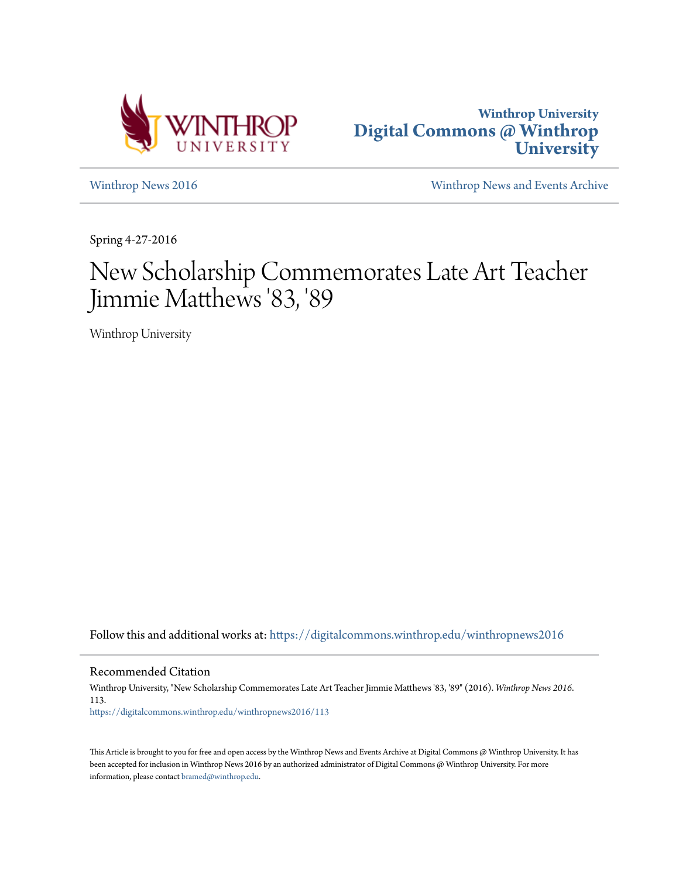Winthrop University
Digital Commons @ Winthrop University

Winthrop News 2016

Winthrop News and Events Archive

Spring 4-27-2016

# New Scholarship Commemorates Late Art Teacher Jimmie Matthews '83, '89

Winthrop University

Follow this and additional works at: https://digitalcommons.winthrop.edu/winthropnews2016

## Recommended Citation

Winthrop University, "New Scholarship Commemorates Late Art Teacher Jimmie Matthews '83, '89" (2016). *Winthrop News 2016*. 113.
https://digitalcommons.winthrop.edu/winthropnews2016/113

This Article is brought to you for free and open access by the Winthrop News and Events Archive at Digital Commons @ Winthrop University. It has been accepted for inclusion in Winthrop News 2016 by an authorized administrator of Digital Commons @ Winthrop University. For more information, please contact bramed@winthrop.edu.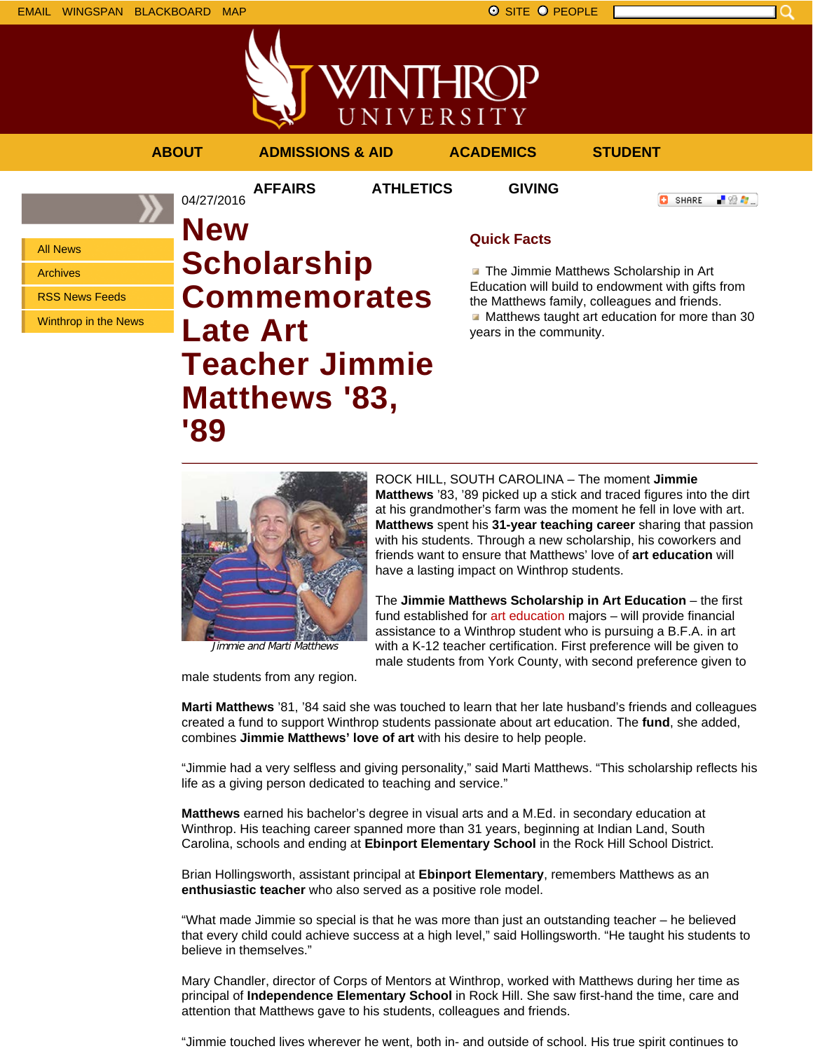EMAIL WINGSPAN BLACKBOARD MAP

SITE PEOPLE

ABOUT ADMISSIONS & AID ACADEMICS STUDENT AFFAIRS ATHLETICS GIVING

- All News
- Archives
- RSS News Feeds
- Winthrop in the News

04/27/2016

# New Scholarship Commemorates Late Art Teacher Jimmie Matthews '83, '89

## Quick Facts

- The Jimmie Matthews Scholarship in Art Education will build to endowment with gifts from the Matthews family, colleagues and friends.
- Matthews taught art education for more than 30 years in the community.

---

*Jimmie and Marti Matthews*

ROCK HILL, SOUTH CAROLINA – The moment **Jimmie Matthews** '83, '89 picked up a stick and traced figures into the dirt at his grandmother's farm was the moment he fell in love with art. **Matthews** spent his **31-year teaching career** sharing that passion with his students. Through a new scholarship, his coworkers and friends want to ensure that Matthews' love of **art education** will have a lasting impact on Winthrop students.

The **Jimmie Matthews Scholarship in Art Education** – the first fund established for art education majors – will provide financial assistance to a Winthrop student who is pursuing a B.F.A. in art with a K-12 teacher certification. First preference will be given to male students from York County, with second preference given to male students from any region.

**Marti Matthews** '81, '84 said she was touched to learn that her late husband's friends and colleagues created a fund to support Winthrop students passionate about art education. The **fund**, she added, combines **Jimmie Matthews' love of art** with his desire to help people.

"Jimmie had a very selfless and giving personality," said Marti Matthews. "This scholarship reflects his life as a giving person dedicated to teaching and service."

**Matthews** earned his bachelor's degree in visual arts and a M.Ed. in secondary education at Winthrop. His teaching career spanned more than 31 years, beginning at Indian Land, South Carolina, schools and ending at **Ebinport Elementary School** in the Rock Hill School District.

Brian Hollingsworth, assistant principal at **Ebinport Elementary**, remembers Matthews as an **enthusiastic teacher** who also served as a positive role model.

"What made Jimmie so special is that he was more than just an outstanding teacher – he believed that every child could achieve success at a high level," said Hollingsworth. "He taught his students to believe in themselves."

Mary Chandler, director of Corps of Mentors at Winthrop, worked with Matthews during her time as principal of **Independence Elementary School** in Rock Hill. She saw first-hand the time, care and attention that Matthews gave to his students, colleagues and friends.

"Jimmie touched lives wherever he went, both in- and outside of school. His true spirit continues to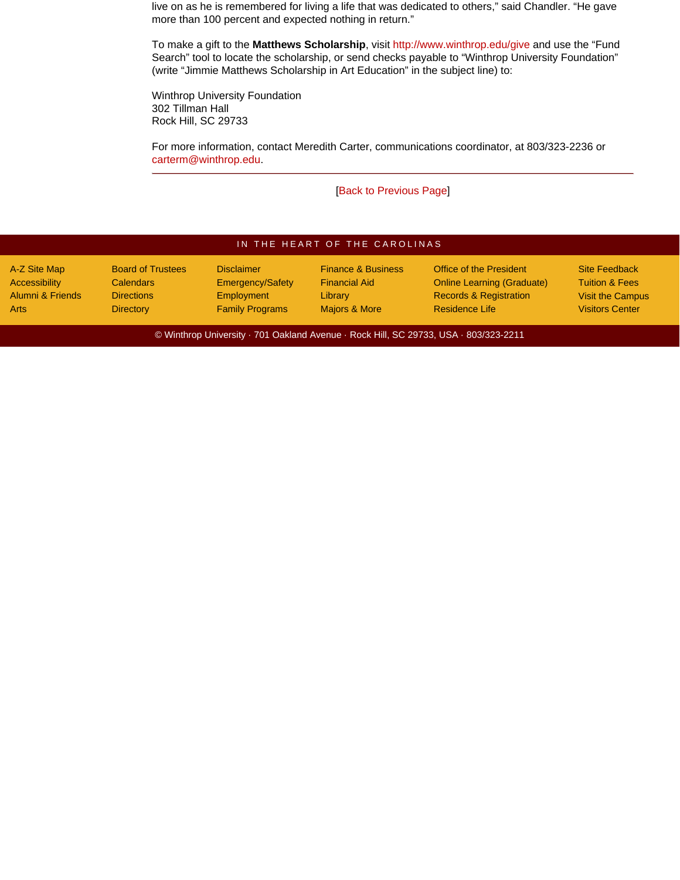live on as he is remembered for living a life that was dedicated to others," said Chandler. "He gave more than 100 percent and expected nothing in return."

To make a gift to the **Matthews Scholarship**, visit http://www.winthrop.edu/give and use the "Fund Search" tool to locate the scholarship, or send checks payable to "Winthrop University Foundation" (write "Jimmie Matthews Scholarship in Art Education" in the subject line) to:

Winthrop University Foundation
302 Tillman Hall
Rock Hill, SC 29733

For more information, contact Meredith Carter, communications coordinator, at 803/323-2236 or carterm@winthrop.edu.

---

[Back to Previous Page]

IN THE HEART OF THE CAROLINAS

A-Z Site Map
Accessibility
Alumni & Friends
Arts
Board of Trustees
Calendars
Directions
Directory
Disclaimer
Emergency/Safety
Employment
Family Programs
Finance & Business
Financial Aid
Library
Majors & More
Office of the President
Online Learning (Graduate)
Records & Registration
Residence Life
Site Feedback
Tuition & Fees
Visit the Campus
Visitors Center

© Winthrop University · 701 Oakland Avenue · Rock Hill, SC 29733, USA · 803/323-2211